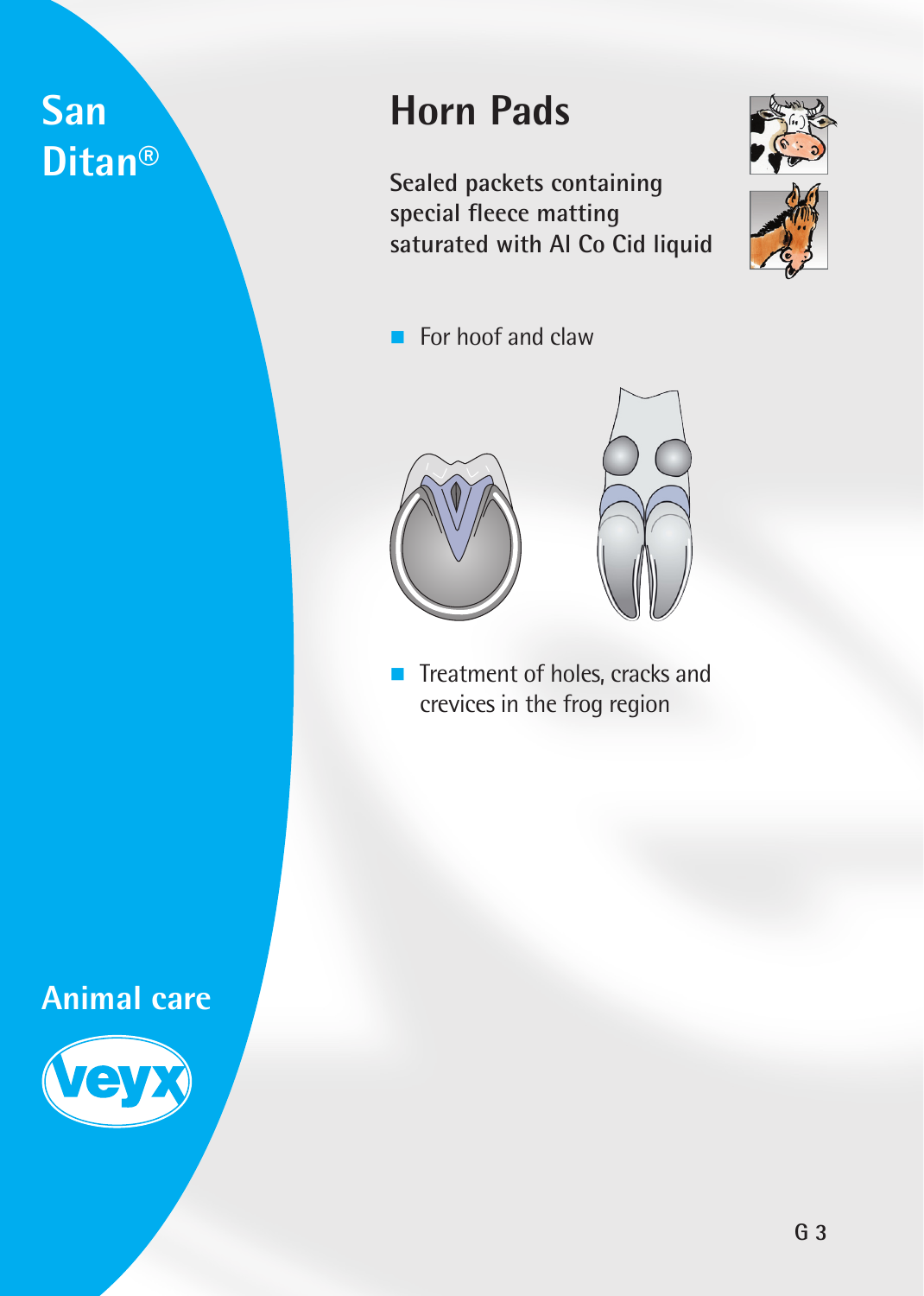San Ditan®

# Horn Pads

Sealed packets containing special fleece matting saturated with Al Co Cid liquid

- For hoof and claw

- Treatment of holes, cracks and crevices in the frog region

Animal care

veyx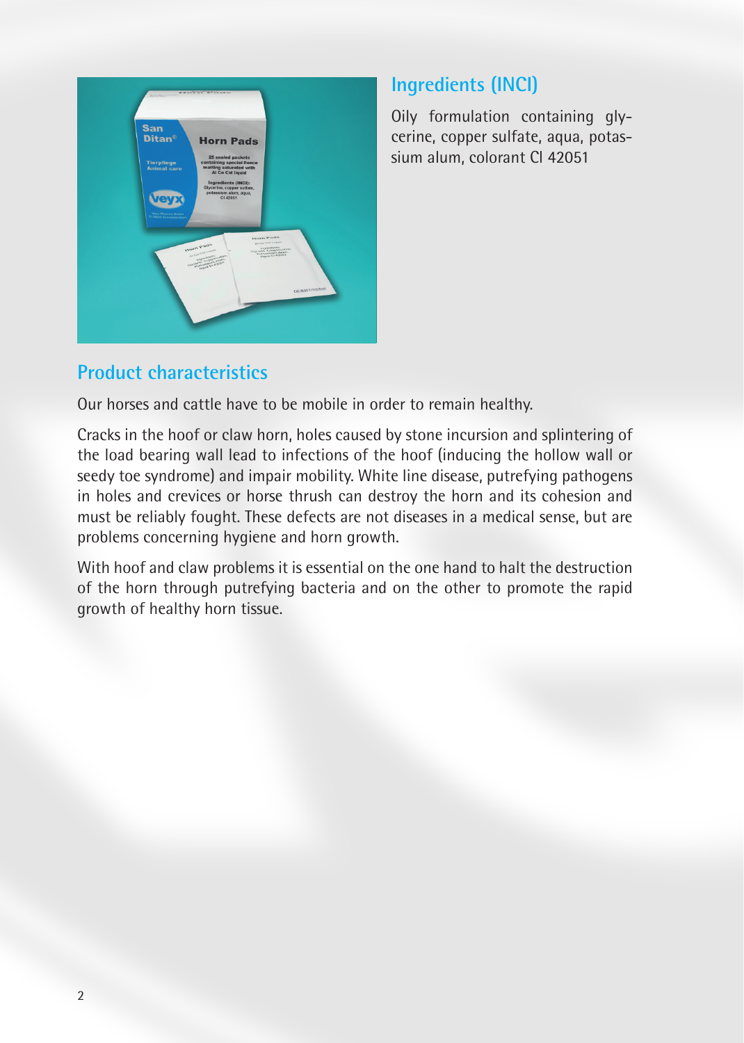## Ingredients (INCI)

Oily formulation containing glycerine, copper sulfate, aqua, potassium alum, colorant CI 42051

## Product characteristics

Our horses and cattle have to be mobile in order to remain healthy.

Cracks in the hoof or claw horn, holes caused by stone incursion and splintering of the load bearing wall lead to infections of the hoof (inducing the hollow wall or seedy toe syndrome) and impair mobility. White line disease, putrefying pathogens in holes and crevices or horse thrush can destroy the horn and its cohesion and must be reliably fought. These defects are not diseases in a medical sense, but are problems concerning hygiene and horn growth.

With hoof and claw problems it is essential on the one hand to halt the destruction of the horn through putrefying bacteria and on the other to promote the rapid growth of healthy horn tissue.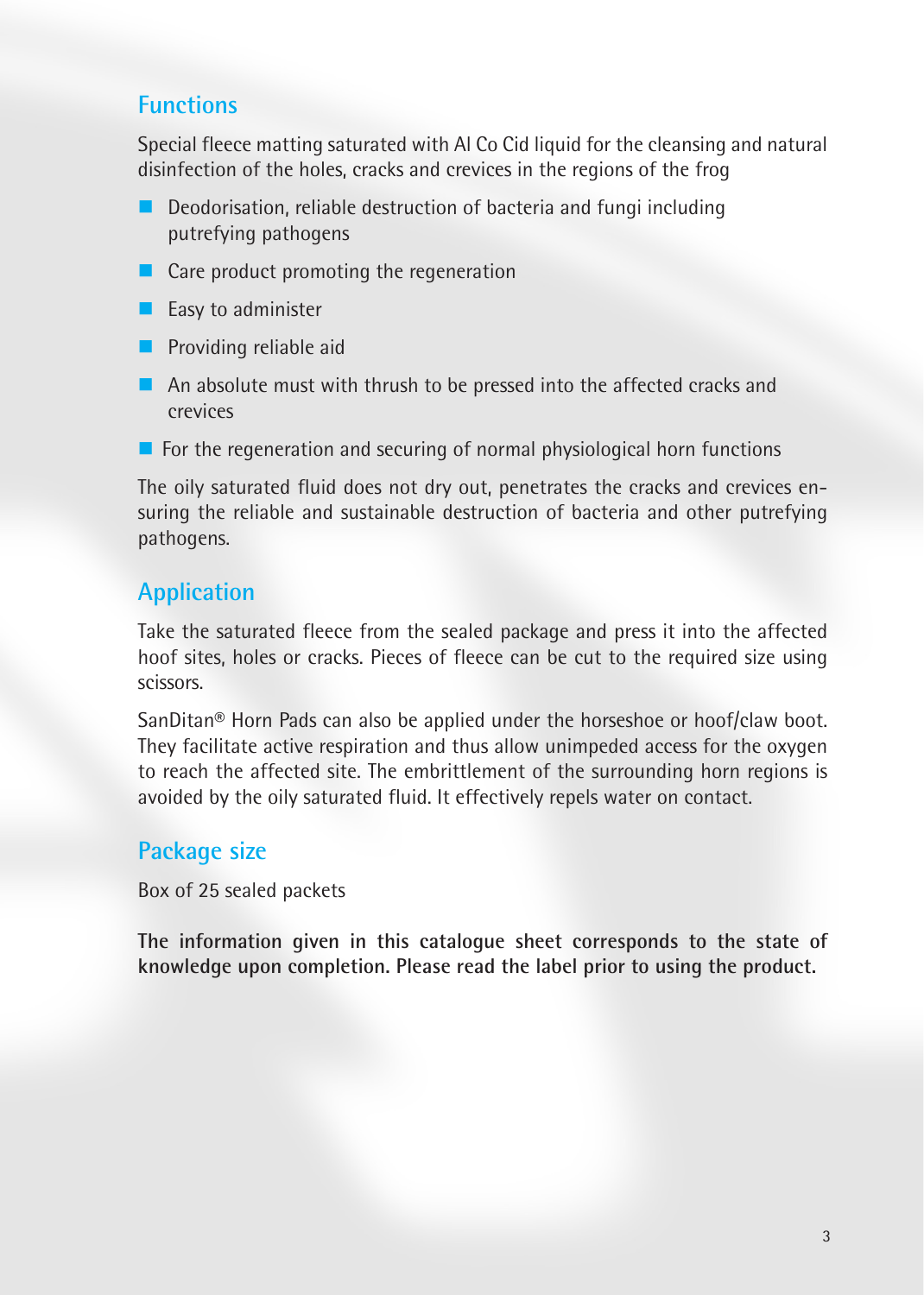## Functions

Special fleece matting saturated with Al Co Cid liquid for the cleansing and natural disinfection of the holes, cracks and crevices in the regions of the frog

- Deodorisation, reliable destruction of bacteria and fungi including putrefying pathogens
- Care product promoting the regeneration
- Easy to administer
- Providing reliable aid
- An absolute must with thrush to be pressed into the affected cracks and crevices
- For the regeneration and securing of normal physiological horn functions

The oily saturated fluid does not dry out, penetrates the cracks and crevices ensuring the reliable and sustainable destruction of bacteria and other putrefying pathogens.

## Application

Take the saturated fleece from the sealed package and press it into the affected hoof sites, holes or cracks. Pieces of fleece can be cut to the required size using scissors.

SanDitan® Horn Pads can also be applied under the horseshoe or hoof/claw boot. They facilitate active respiration and thus allow unimpeded access for the oxygen to reach the affected site. The embrittlement of the surrounding horn regions is avoided by the oily saturated fluid. It effectively repels water on contact.

## Package size

Box of 25 sealed packets

**The information given in this catalogue sheet corresponds to the state of knowledge upon completion. Please read the label prior to using the product.**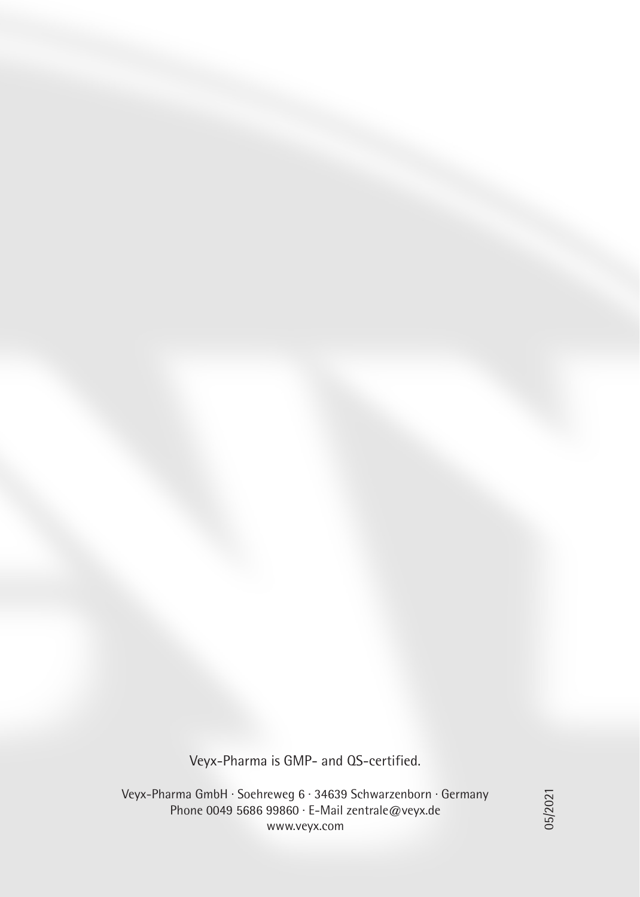Veyx-Pharma is GMP- and QS-certified.

Veyx-Pharma GmbH · Soehreweg 6 · 34639 Schwarzenborn · Germany
Phone 0049 5686 99860 · E-Mail zentrale@veyx.de
www.veyx.com

05/2021